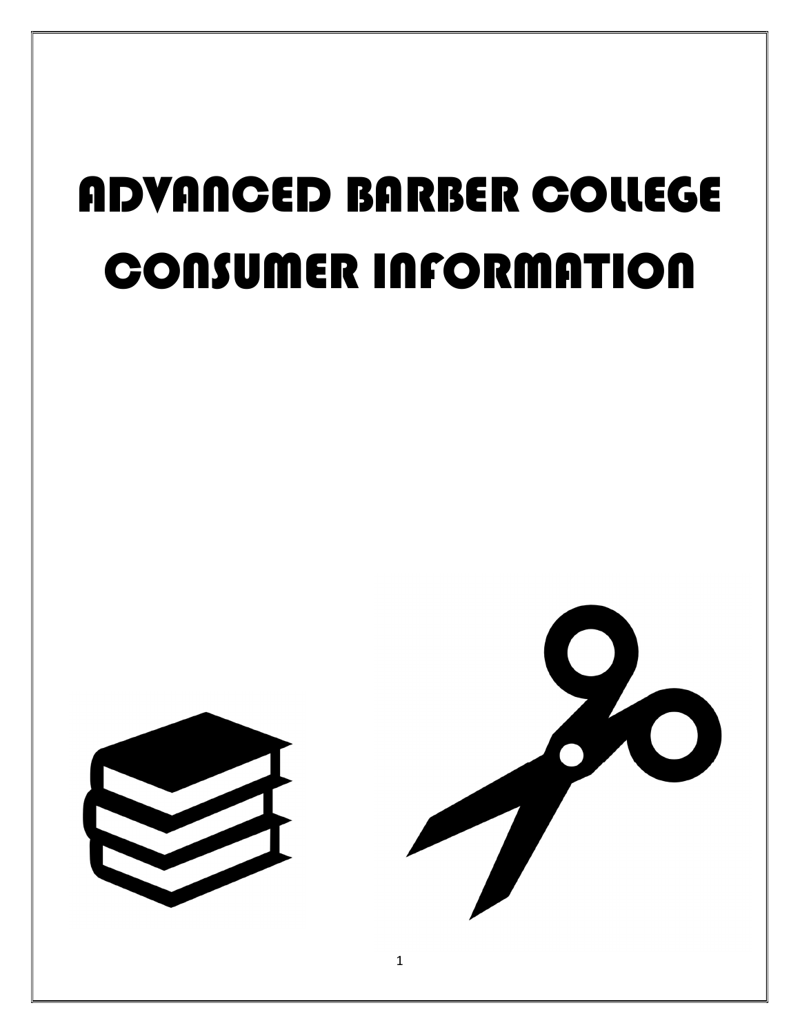# ADVANCED BARBER COLLEGE CONSUMER INFORMATION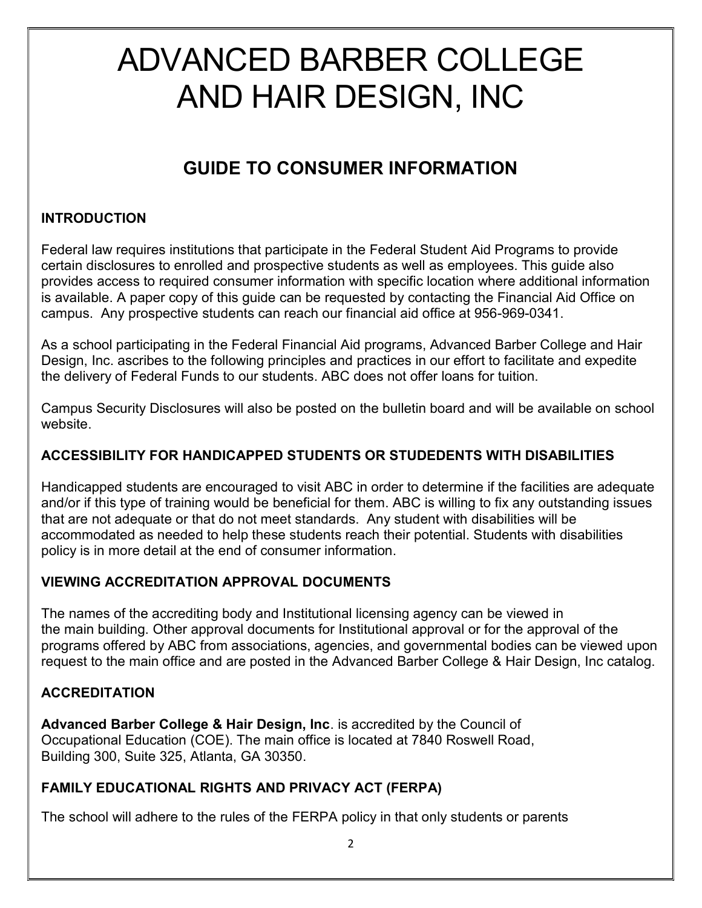# ADVANCED BARBER COLLEGE AND HAIR DESIGN, INC

## GUIDE TO CONSUMER INFORMATION

### INTRODUCTION

Federal law requires institutions that participate in the Federal Student Aid Programs to provide certain disclosures to enrolled and prospective students as well as employees. This guide also provides access to required consumer information with specific location where additional information is available. A paper copy of this guide can be requested by contacting the Financial Aid Office on campus. Any prospective students can reach our financial aid office at 956-969-0341.

As a school participating in the Federal Financial Aid programs, Advanced Barber College and Hair Design, Inc. ascribes to the following principles and practices in our effort to facilitate and expedite the delivery of Federal Funds to our students. ABC does not offer loans for tuition.

Campus Security Disclosures will also be posted on the bulletin board and will be available on school website.

### ACCESSIBILITY FOR HANDICAPPED STUDENTS OR STUDEDENTS WITH DISABILITIES

Handicapped students are encouraged to visit ABC in order to determine if the facilities are adequate and/or if this type of training would be beneficial for them. ABC is willing to fix any outstanding issues that are not adequate or that do not meet standards. Any student with disabilities will be accommodated as needed to help these students reach their potential. Students with disabilities policy is in more detail at the end of consumer information.

### VIEWING ACCREDITATION APPROVAL DOCUMENTS

The names of the accrediting body and Institutional licensing agency can be viewed in the main building. Other approval documents for Institutional approval or for the approval of the programs offered by ABC from associations, agencies, and governmental bodies can be viewed upon request to the main office and are posted in the Advanced Barber College & Hair Design, Inc catalog.

### ACCREDITATION

**Advanced Barber College & Hair Design, Inc**. is accredited by the Council of Occupational Education (COE). The main office is located at 7840 Roswell Road, Building 300, Suite 325, Atlanta, GA 30350.

### FAMILY EDUCATIONAL RIGHTS AND PRIVACY ACT (FERPA)

The school will adhere to the rules of the FERPA policy in that only students or parents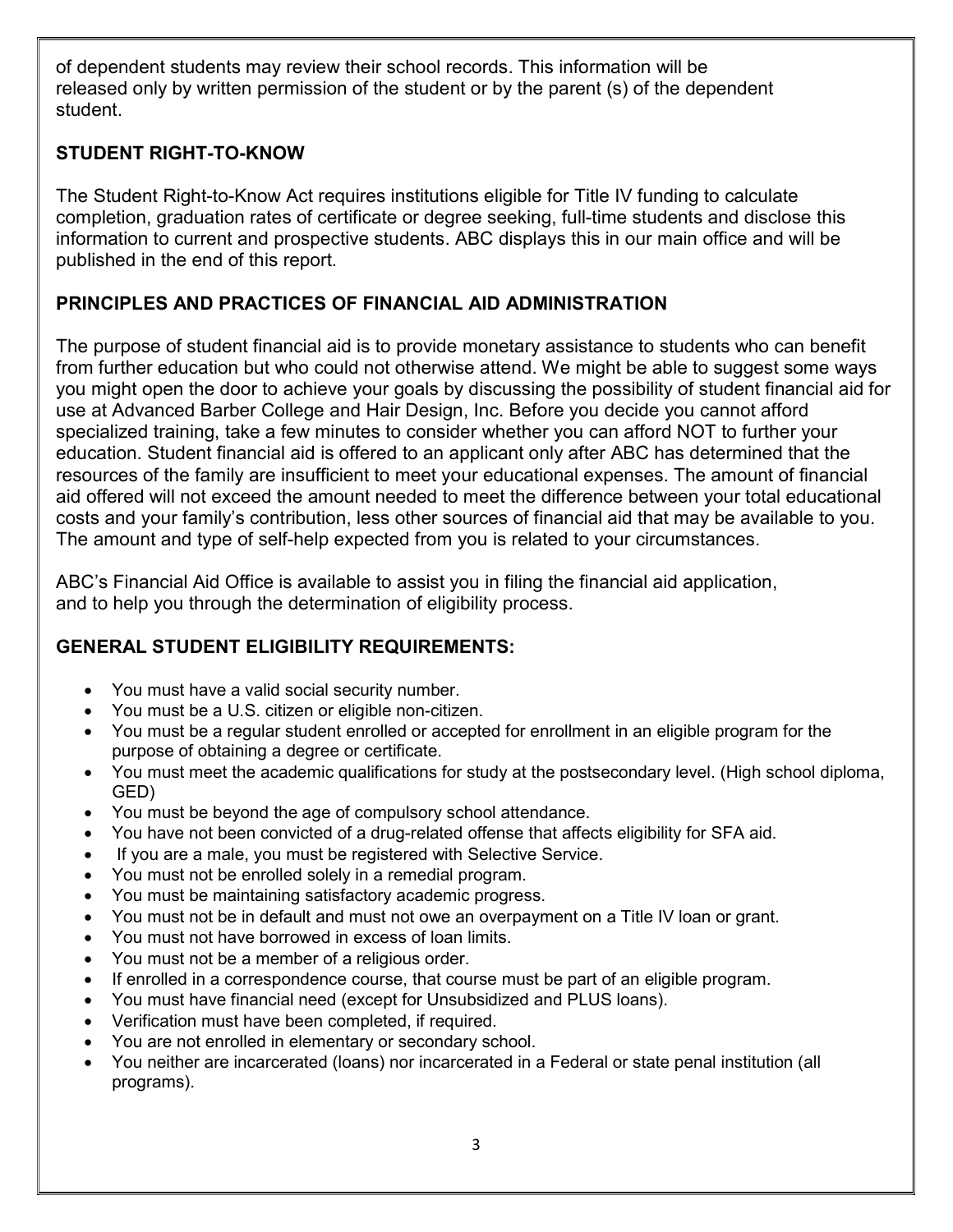of dependent students may review their school records. This information will be released only by written permission of the student or by the parent (s) of the dependent student.

## STUDENT RIGHT-TO-KNOW

The Student Right-to-Know Act requires institutions eligible for Title IV funding to calculate completion, graduation rates of certificate or degree seeking, full-time students and disclose this information to current and prospective students. ABC displays this in our main office and will be published in the end of this report.

## PRINCIPLES AND PRACTICES OF FINANCIAL AID ADMINISTRATION

The purpose of student financial aid is to provide monetary assistance to students who can benefit from further education but who could not otherwise attend. We might be able to suggest some ways you might open the door to achieve your goals by discussing the possibility of student financial aid for use at Advanced Barber College and Hair Design, Inc. Before you decide you cannot afford specialized training, take a few minutes to consider whether you can afford NOT to further your education. Student financial aid is offered to an applicant only after ABC has determined that the resources of the family are insufficient to meet your educational expenses. The amount of financial aid offered will not exceed the amount needed to meet the difference between your total educational costs and your family's contribution, less other sources of financial aid that may be available to you. The amount and type of self-help expected from you is related to your circumstances.

ABC's Financial Aid Office is available to assist you in filing the financial aid application, and to help you through the determination of eligibility process.

## GENERAL STUDENT ELIGIBILITY REQUIREMENTS:

- You must have a valid social security number.
- You must be a U.S. citizen or eligible non-citizen.
- You must be a regular student enrolled or accepted for enrollment in an eligible program for the purpose of obtaining a degree or certificate.
- You must meet the academic qualifications for study at the postsecondary level. (High school diploma, GED)
- You must be beyond the age of compulsory school attendance.
- You have not been convicted of a drug-related offense that affects eligibility for SFA aid.
- If you are a male, you must be registered with Selective Service.
- You must not be enrolled solely in a remedial program.
- You must be maintaining satisfactory academic progress.
- You must not be in default and must not owe an overpayment on a Title IV loan or grant.
- You must not have borrowed in excess of loan limits.
- You must not be a member of a religious order.
- If enrolled in a correspondence course, that course must be part of an eligible program.
- You must have financial need (except for Unsubsidized and PLUS loans).
- Verification must have been completed, if required.
- You are not enrolled in elementary or secondary school.
- You neither are incarcerated (loans) nor incarcerated in a Federal or state penal institution (all programs).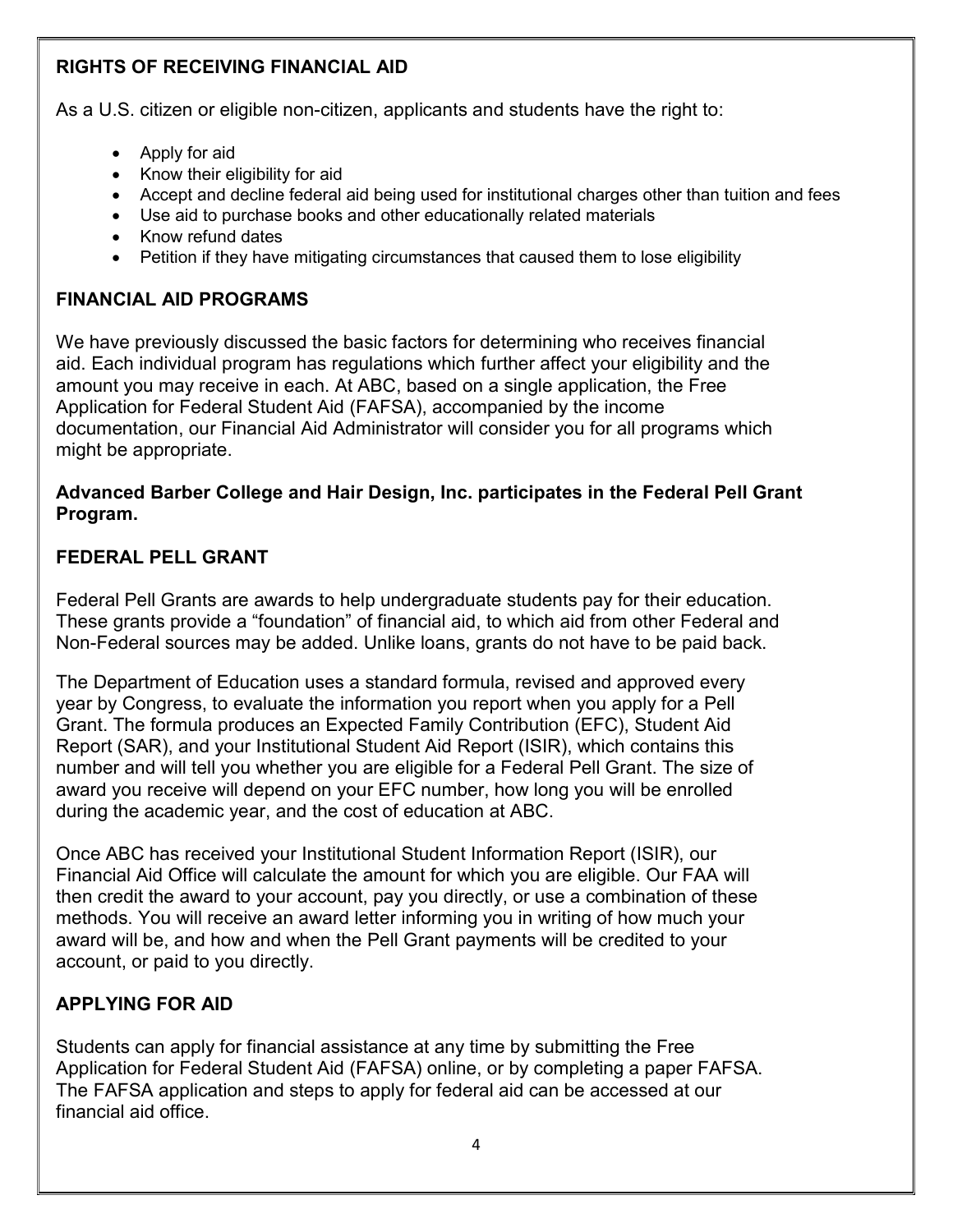## RIGHTS OF RECEIVING FINANCIAL AID

As a U.S. citizen or eligible non-citizen, applicants and students have the right to:

- Apply for aid
- Know their eligibility for aid
- Accept and decline federal aid being used for institutional charges other than tuition and fees
- Use aid to purchase books and other educationally related materials
- Know refund dates
- Petition if they have mitigating circumstances that caused them to lose eligibility

## FINANCIAL AID PROGRAMS

We have previously discussed the basic factors for determining who receives financial aid. Each individual program has regulations which further affect your eligibility and the amount you may receive in each. At ABC, based on a single application, the Free Application for Federal Student Aid (FAFSA), accompanied by the income documentation, our Financial Aid Administrator will consider you for all programs which might be appropriate.

**Advanced Barber College and Hair Design, Inc. participates in the Federal Pell Grant Program.**

## FEDERAL PELL GRANT

Federal Pell Grants are awards to help undergraduate students pay for their education. These grants provide a “foundation” of financial aid, to which aid from other Federal and Non-Federal sources may be added. Unlike loans, grants do not have to be paid back.

The Department of Education uses a standard formula, revised and approved every year by Congress, to evaluate the information you report when you apply for a Pell Grant. The formula produces an Expected Family Contribution (EFC), Student Aid Report (SAR), and your Institutional Student Aid Report (ISIR), which contains this number and will tell you whether you are eligible for a Federal Pell Grant. The size of award you receive will depend on your EFC number, how long you will be enrolled during the academic year, and the cost of education at ABC.

Once ABC has received your Institutional Student Information Report (ISIR), our Financial Aid Office will calculate the amount for which you are eligible. Our FAA will then credit the award to your account, pay you directly, or use a combination of these methods. You will receive an award letter informing you in writing of how much your award will be, and how and when the Pell Grant payments will be credited to your account, or paid to you directly.

## APPLYING FOR AID

Students can apply for financial assistance at any time by submitting the Free Application for Federal Student Aid (FAFSA) online, or by completing a paper FAFSA. The FAFSA application and steps to apply for federal aid can be accessed at our financial aid office.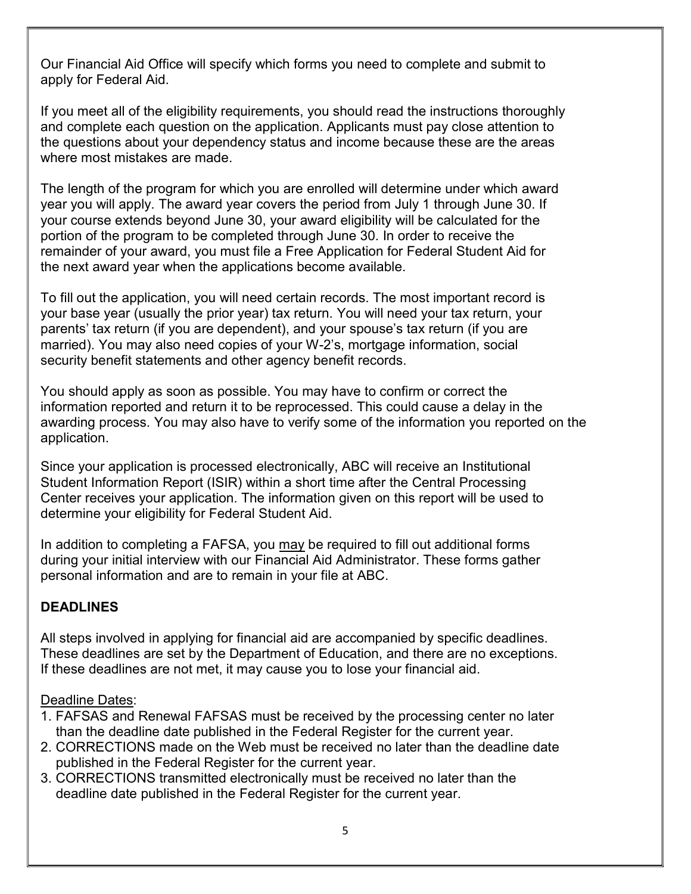Our Financial Aid Office will specify which forms you need to complete and submit to apply for Federal Aid.

If you meet all of the eligibility requirements, you should read the instructions thoroughly and complete each question on the application. Applicants must pay close attention to the questions about your dependency status and income because these are the areas where most mistakes are made.

The length of the program for which you are enrolled will determine under which award year you will apply. The award year covers the period from July 1 through June 30. If your course extends beyond June 30, your award eligibility will be calculated for the portion of the program to be completed through June 30. In order to receive the remainder of your award, you must file a Free Application for Federal Student Aid for the next award year when the applications become available.

To fill out the application, you will need certain records. The most important record is your base year (usually the prior year) tax return. You will need your tax return, your parents' tax return (if you are dependent), and your spouse's tax return (if you are married). You may also need copies of your W-2's, mortgage information, social security benefit statements and other agency benefit records.

You should apply as soon as possible. You may have to confirm or correct the information reported and return it to be reprocessed. This could cause a delay in the awarding process. You may also have to verify some of the information you reported on the application.

Since your application is processed electronically, ABC will receive an Institutional Student Information Report (ISIR) within a short time after the Central Processing Center receives your application. The information given on this report will be used to determine your eligibility for Federal Student Aid.

In addition to completing a FAFSA, you <u>may</u> be required to fill out additional forms during your initial interview with our Financial Aid Administrator. These forms gather personal information and are to remain in your file at ABC.

**DEADLINES**

All steps involved in applying for financial aid are accompanied by specific deadlines. These deadlines are set by the Department of Education, and there are no exceptions. If these deadlines are not met, it may cause you to lose your financial aid.

<u>Deadline Dates</u>:

1. FAFSAS and Renewal FAFSAS must be received by the processing center no later than the deadline date published in the Federal Register for the current year.
2. CORRECTIONS made on the Web must be received no later than the deadline date published in the Federal Register for the current year.
3. CORRECTIONS transmitted electronically must be received no later than the deadline date published in the Federal Register for the current year.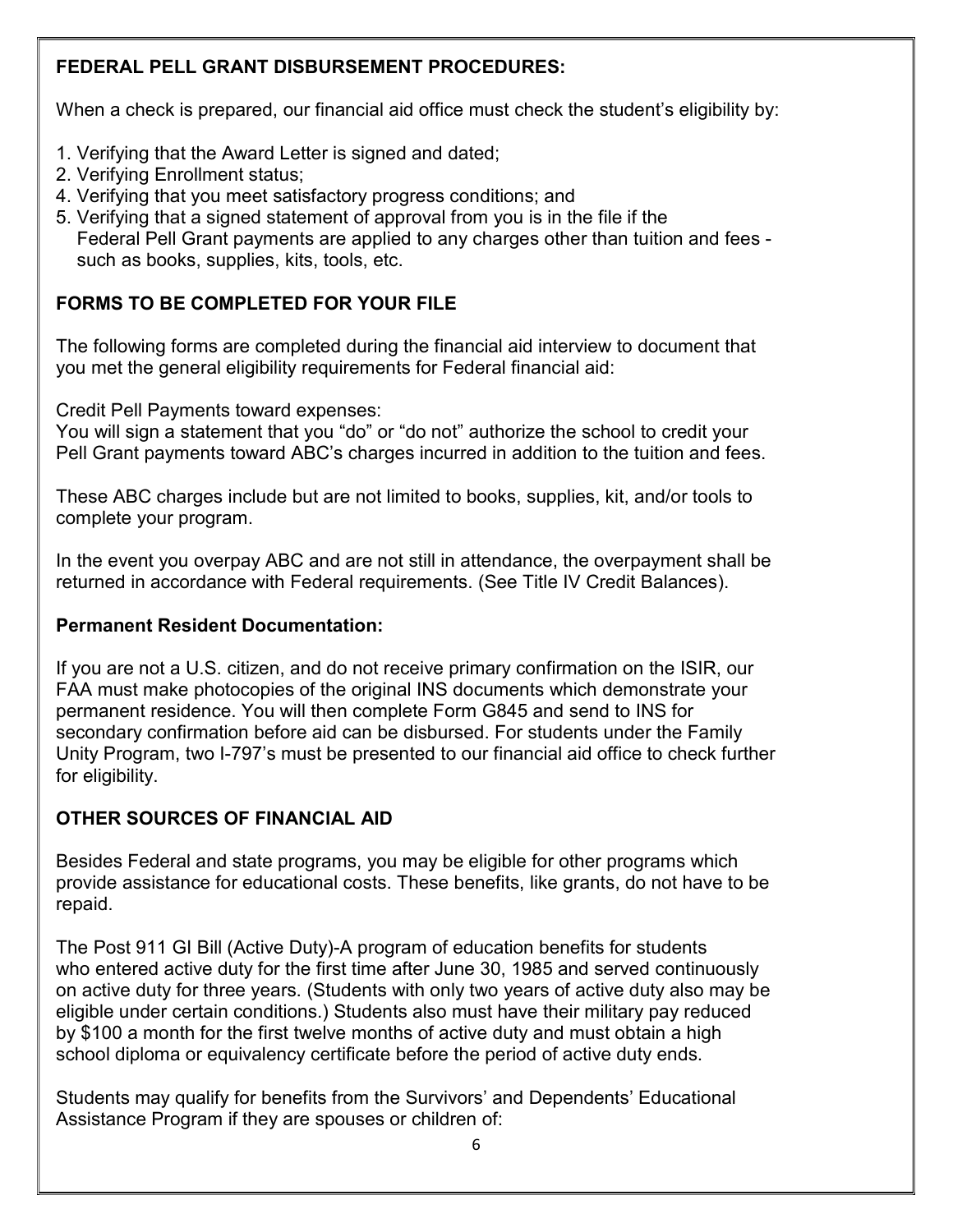## FEDERAL PELL GRANT DISBURSEMENT PROCEDURES:

When a check is prepared, our financial aid office must check the student's eligibility by:

1. Verifying that the Award Letter is signed and dated;
2. Verifying Enrollment status;
4. Verifying that you meet satisfactory progress conditions; and
5. Verifying that a signed statement of approval from you is in the file if the Federal Pell Grant payments are applied to any charges other than tuition and fees - such as books, supplies, kits, tools, etc.

## FORMS TO BE COMPLETED FOR YOUR FILE

The following forms are completed during the financial aid interview to document that you met the general eligibility requirements for Federal financial aid:

Credit Pell Payments toward expenses:
You will sign a statement that you "do" or "do not" authorize the school to credit your Pell Grant payments toward ABC's charges incurred in addition to the tuition and fees.

These ABC charges include but are not limited to books, supplies, kit, and/or tools to complete your program.

In the event you overpay ABC and are not still in attendance, the overpayment shall be returned in accordance with Federal requirements. (See Title IV Credit Balances).

### Permanent Resident Documentation:

If you are not a U.S. citizen, and do not receive primary confirmation on the ISIR, our FAA must make photocopies of the original INS documents which demonstrate your permanent residence. You will then complete Form G845 and send to INS for secondary confirmation before aid can be disbursed. For students under the Family Unity Program, two I-797's must be presented to our financial aid office to check further for eligibility.

## OTHER SOURCES OF FINANCIAL AID

Besides Federal and state programs, you may be eligible for other programs which provide assistance for educational costs. These benefits, like grants, do not have to be repaid.

The Post 911 GI Bill (Active Duty)-A program of education benefits for students who entered active duty for the first time after June 30, 1985 and served continuously on active duty for three years. (Students with only two years of active duty also may be eligible under certain conditions.) Students also must have their military pay reduced by $100 a month for the first twelve months of active duty and must obtain a high school diploma or equivalency certificate before the period of active duty ends.

Students may qualify for benefits from the Survivors' and Dependents' Educational Assistance Program if they are spouses or children of: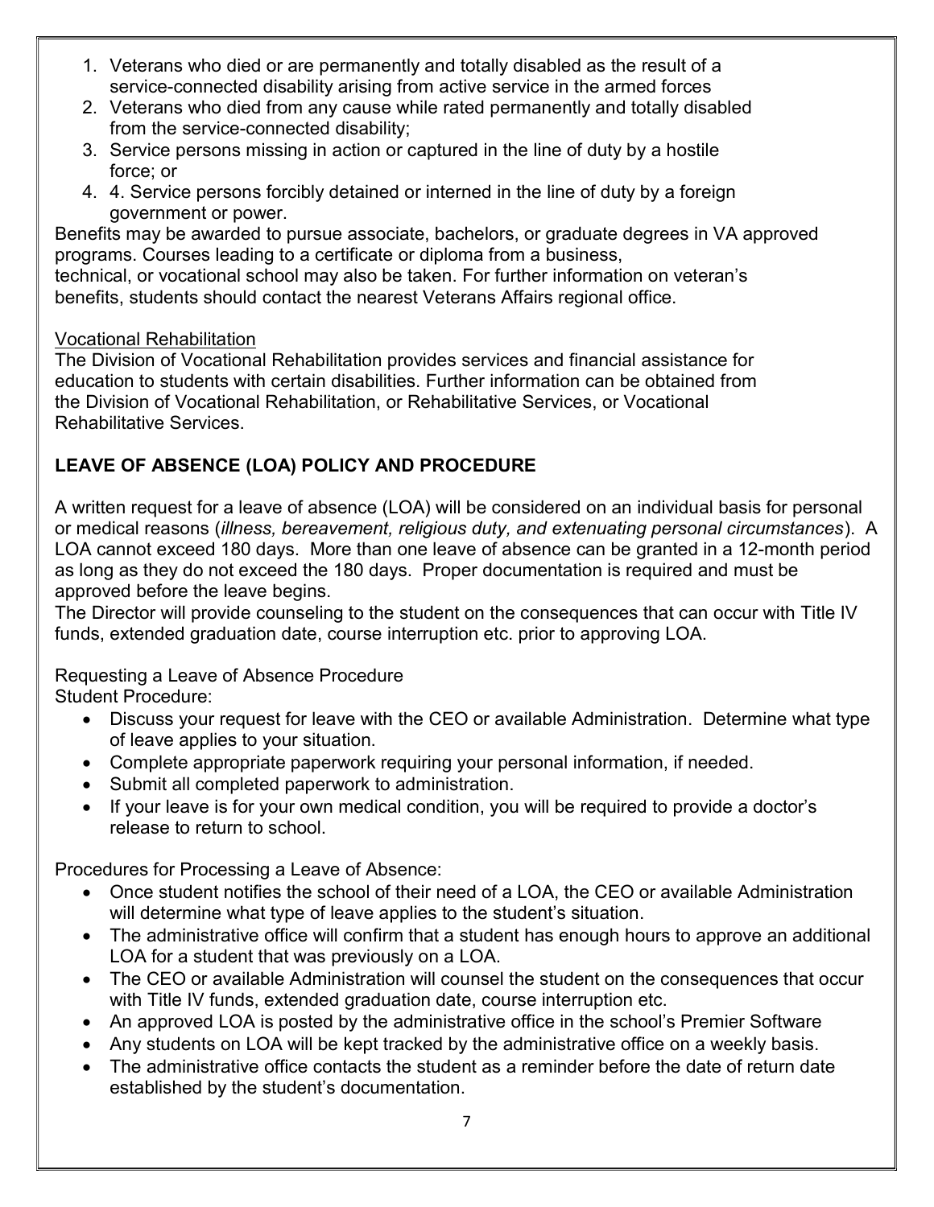1. Veterans who died or are permanently and totally disabled as the result of a service-connected disability arising from active service in the armed forces
2. Veterans who died from any cause while rated permanently and totally disabled from the service-connected disability;
3. Service persons missing in action or captured in the line of duty by a hostile force; or
4. 4. Service persons forcibly detained or interned in the line of duty by a foreign government or power.

Benefits may be awarded to pursue associate, bachelors, or graduate degrees in VA approved programs. Courses leading to a certificate or diploma from a business, technical, or vocational school may also be taken. For further information on veteran's benefits, students should contact the nearest Veterans Affairs regional office.

<u>Vocational Rehabilitation</u>

The Division of Vocational Rehabilitation provides services and financial assistance for education to students with certain disabilities. Further information can be obtained from the Division of Vocational Rehabilitation, or Rehabilitative Services, or Vocational Rehabilitative Services.

## LEAVE OF ABSENCE (LOA) POLICY AND PROCEDURE

A written request for a leave of absence (LOA) will be considered on an individual basis for personal or medical reasons (*illness, bereavement, religious duty, and extenuating personal circumstances*). A LOA cannot exceed 180 days. More than one leave of absence can be granted in a 12-month period as long as they do not exceed the 180 days. Proper documentation is required and must be approved before the leave begins.

The Director will provide counseling to the student on the consequences that can occur with Title IV funds, extended graduation date, course interruption etc. prior to approving LOA.

Requesting a Leave of Absence Procedure

Student Procedure:

- Discuss your request for leave with the CEO or available Administration. Determine what type of leave applies to your situation.
- Complete appropriate paperwork requiring your personal information, if needed.
- Submit all completed paperwork to administration.
- If your leave is for your own medical condition, you will be required to provide a doctor's release to return to school.

Procedures for Processing a Leave of Absence:

- Once student notifies the school of their need of a LOA, the CEO or available Administration will determine what type of leave applies to the student's situation.
- The administrative office will confirm that a student has enough hours to approve an additional LOA for a student that was previously on a LOA.
- The CEO or available Administration will counsel the student on the consequences that occur with Title IV funds, extended graduation date, course interruption etc.
- An approved LOA is posted by the administrative office in the school's Premier Software
- Any students on LOA will be kept tracked by the administrative office on a weekly basis.
- The administrative office contacts the student as a reminder before the date of return date established by the student's documentation.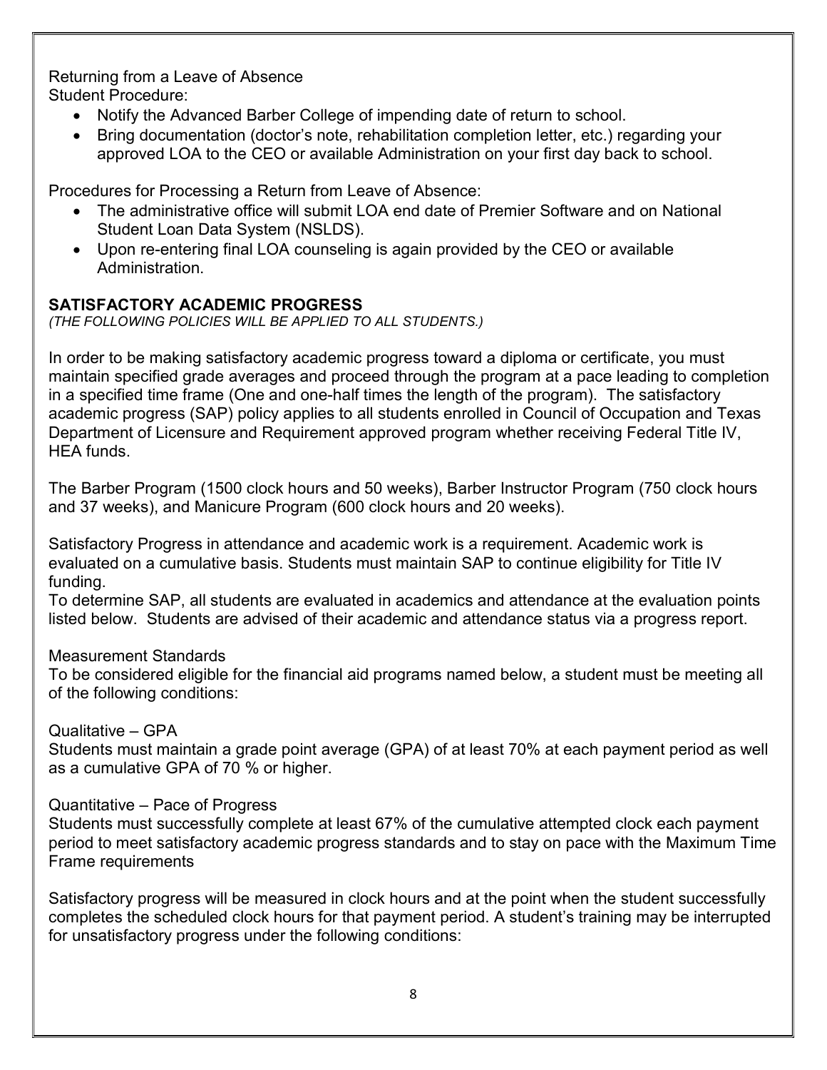Returning from a Leave of Absence

Student Procedure:

- Notify the Advanced Barber College of impending date of return to school.
- Bring documentation (doctor's note, rehabilitation completion letter, etc.) regarding your approved LOA to the CEO or available Administration on your first day back to school.

Procedures for Processing a Return from Leave of Absence:

- The administrative office will submit LOA end date of Premier Software and on National Student Loan Data System (NSLDS).
- Upon re-entering final LOA counseling is again provided by the CEO or available Administration.

## SATISFACTORY ACADEMIC PROGRESS

*(THE FOLLOWING POLICIES WILL BE APPLIED TO ALL STUDENTS.)*

In order to be making satisfactory academic progress toward a diploma or certificate, you must maintain specified grade averages and proceed through the program at a pace leading to completion in a specified time frame (One and one-half times the length of the program). The satisfactory academic progress (SAP) policy applies to all students enrolled in Council of Occupation and Texas Department of Licensure and Requirement approved program whether receiving Federal Title IV, HEA funds.

The Barber Program (1500 clock hours and 50 weeks), Barber Instructor Program (750 clock hours and 37 weeks), and Manicure Program (600 clock hours and 20 weeks).

Satisfactory Progress in attendance and academic work is a requirement. Academic work is evaluated on a cumulative basis. Students must maintain SAP to continue eligibility for Title IV funding.

To determine SAP, all students are evaluated in academics and attendance at the evaluation points listed below. Students are advised of their academic and attendance status via a progress report.

Measurement Standards

To be considered eligible for the financial aid programs named below, a student must be meeting all of the following conditions:

Qualitative – GPA

Students must maintain a grade point average (GPA) of at least 70% at each payment period as well as a cumulative GPA of 70 % or higher.

Quantitative – Pace of Progress

Students must successfully complete at least 67% of the cumulative attempted clock each payment period to meet satisfactory academic progress standards and to stay on pace with the Maximum Time Frame requirements

Satisfactory progress will be measured in clock hours and at the point when the student successfully completes the scheduled clock hours for that payment period. A student's training may be interrupted for unsatisfactory progress under the following conditions: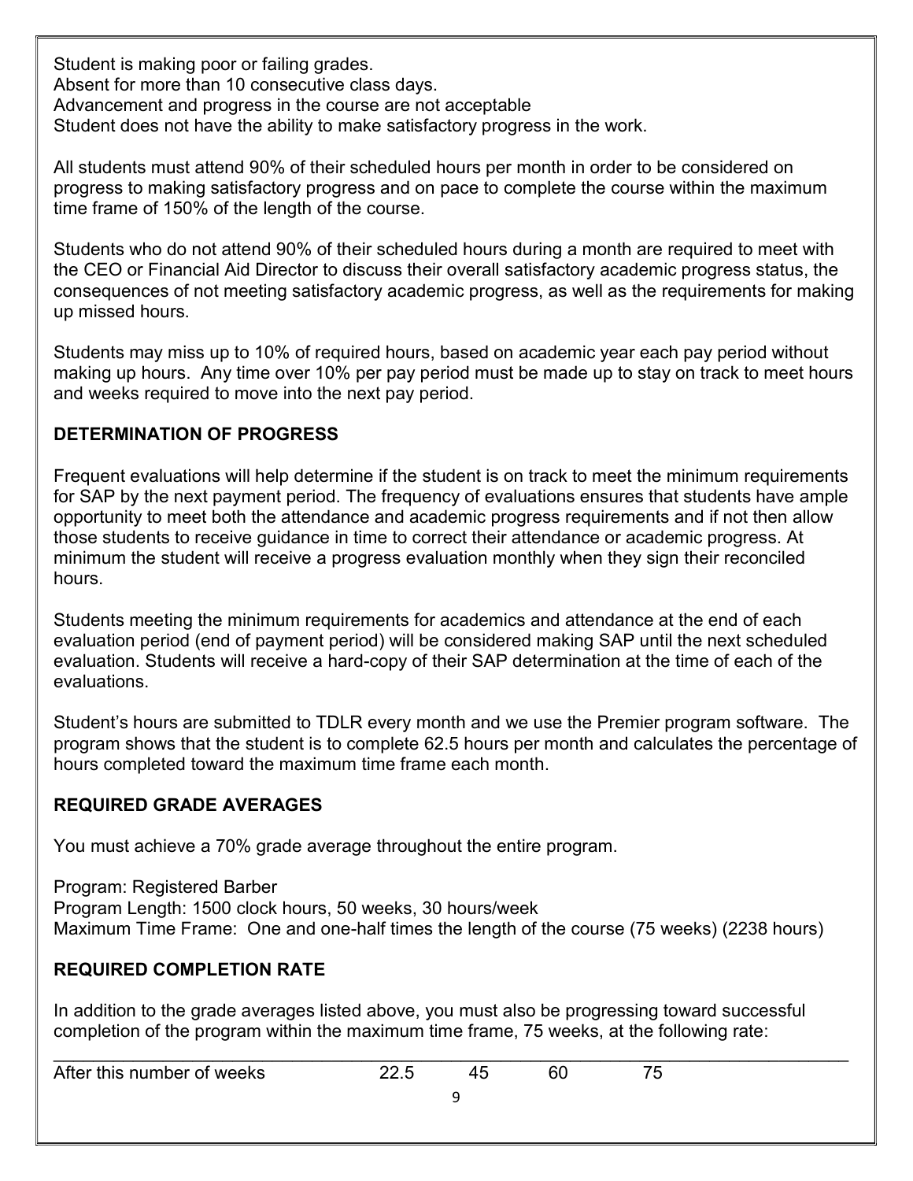Student is making poor or failing grades.
Absent for more than 10 consecutive class days.
Advancement and progress in the course are not acceptable
Student does not have the ability to make satisfactory progress in the work.

All students must attend 90% of their scheduled hours per month in order to be considered on progress to making satisfactory progress and on pace to complete the course within the maximum time frame of 150% of the length of the course.

Students who do not attend 90% of their scheduled hours during a month are required to meet with the CEO or Financial Aid Director to discuss their overall satisfactory academic progress status, the consequences of not meeting satisfactory academic progress, as well as the requirements for making up missed hours.

Students may miss up to 10% of required hours, based on academic year each pay period without making up hours. Any time over 10% per pay period must be made up to stay on track to meet hours and weeks required to move into the next pay period.

## DETERMINATION OF PROGRESS

Frequent evaluations will help determine if the student is on track to meet the minimum requirements for SAP by the next payment period. The frequency of evaluations ensures that students have ample opportunity to meet both the attendance and academic progress requirements and if not then allow those students to receive guidance in time to correct their attendance or academic progress. At minimum the student will receive a progress evaluation monthly when they sign their reconciled hours.

Students meeting the minimum requirements for academics and attendance at the end of each evaluation period (end of payment period) will be considered making SAP until the next scheduled evaluation. Students will receive a hard-copy of their SAP determination at the time of each of the evaluations.

Student's hours are submitted to TDLR every month and we use the Premier program software. The program shows that the student is to complete 62.5 hours per month and calculates the percentage of hours completed toward the maximum time frame each month.

## REQUIRED GRADE AVERAGES

You must achieve a 70% grade average throughout the entire program.

Program: Registered Barber
Program Length: 1500 clock hours, 50 weeks, 30 hours/week
Maximum Time Frame: One and one-half times the length of the course (75 weeks) (2238 hours)

## REQUIRED COMPLETION RATE

In addition to the grade averages listed above, you must also be progressing toward successful completion of the program within the maximum time frame, 75 weeks, at the following rate:

| After this number of weeks | 22.5 | 45 | 60 | 75 |
|---|---|---|---|---|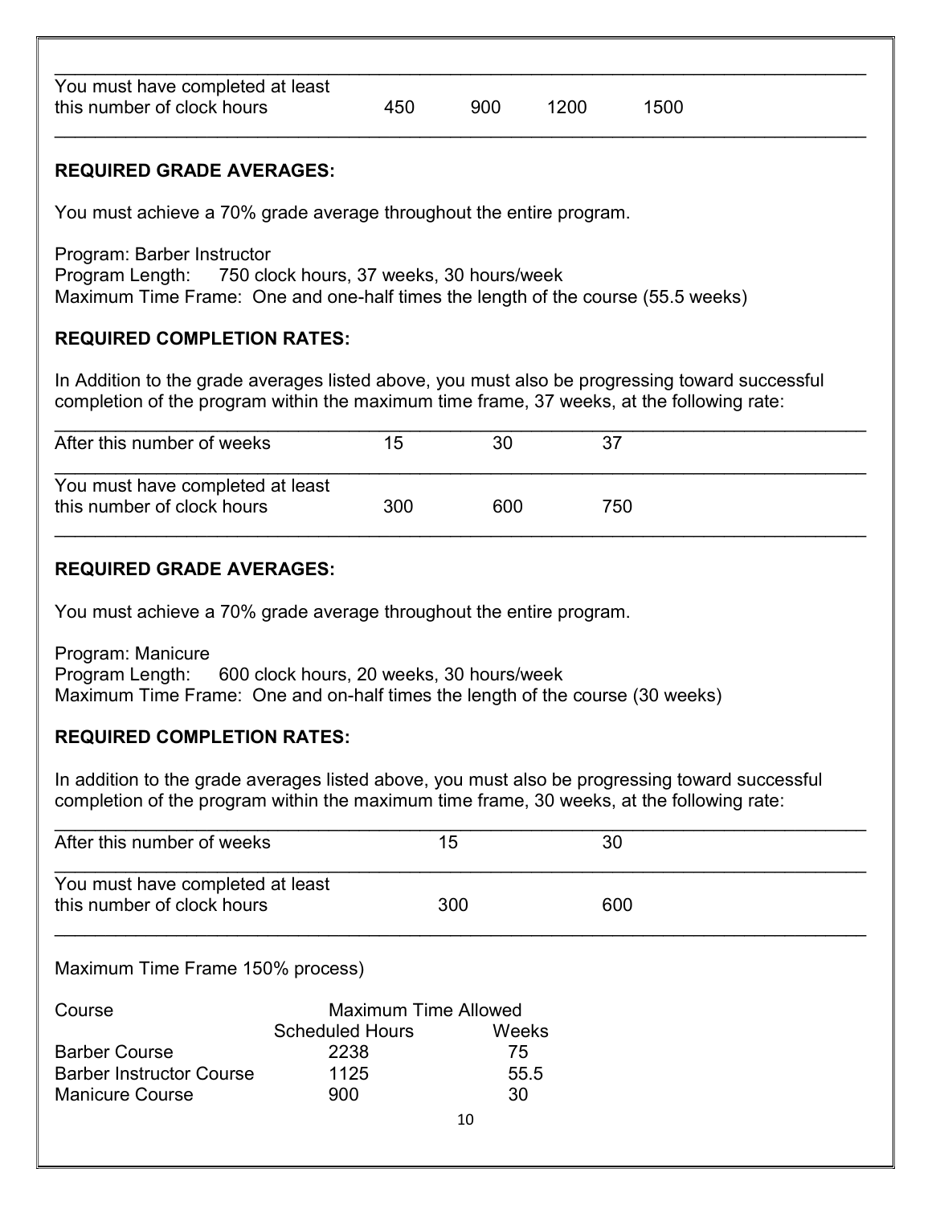| You must have completed at least this number of clock hours | 450 | 900 | 1200 | 1500 |
|---|---|---|---|---|

**REQUIRED GRADE AVERAGES:**

You must achieve a 70% grade average throughout the entire program.

Program: Barber Instructor
Program Length: 750 clock hours, 37 weeks, 30 hours/week
Maximum Time Frame: One and one-half times the length of the course (55.5 weeks)

**REQUIRED COMPLETION RATES:**

In Addition to the grade averages listed above, you must also be progressing toward successful completion of the program within the maximum time frame, 37 weeks, at the following rate:

| After this number of weeks | 15 | 30 | 37 |
|---|---|---|---|
| You must have completed at least this number of clock hours | 300 | 600 | 750 |

**REQUIRED GRADE AVERAGES:**

You must achieve a 70% grade average throughout the entire program.

Program: Manicure
Program Length: 600 clock hours, 20 weeks, 30 hours/week
Maximum Time Frame: One and on-half times the length of the course (30 weeks)

**REQUIRED COMPLETION RATES:**

In addition to the grade averages listed above, you must also be progressing toward successful completion of the program within the maximum time frame, 30 weeks, at the following rate:

| After this number of weeks | 15 | 30 |
|---|---|---|
| You must have completed at least this number of clock hours | 300 | 600 |

Maximum Time Frame 150% process)

| Course | Maximum Time Allowed | |
|---|---|---|
| | Scheduled Hours | Weeks |
| Barber Course | 2238 | 75 |
| Barber Instructor Course | 1125 | 55.5 |
| Manicure Course | 900 | 30 |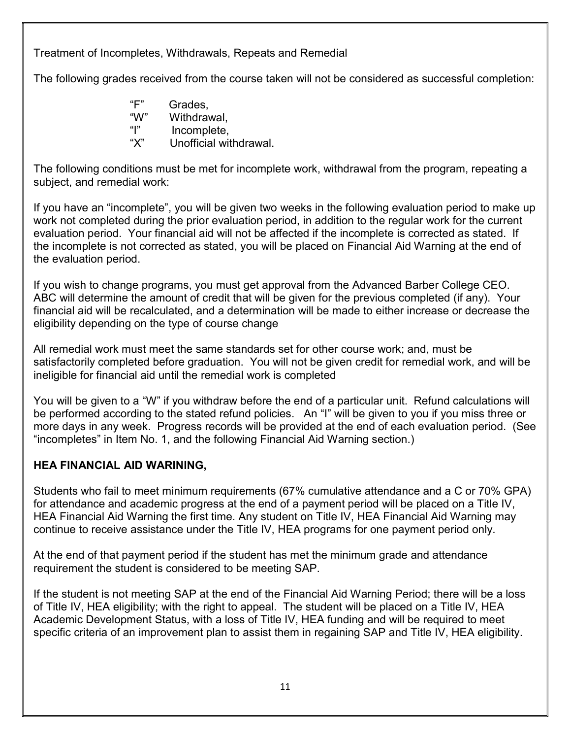Treatment of Incompletes, Withdrawals, Repeats and Remedial

The following grades received from the course taken will not be considered as successful completion:

- "F" Grades,
- "W" Withdrawal,
- "I" Incomplete,
- "X" Unofficial withdrawal.

The following conditions must be met for incomplete work, withdrawal from the program, repeating a subject, and remedial work:

If you have an "incomplete", you will be given two weeks in the following evaluation period to make up work not completed during the prior evaluation period, in addition to the regular work for the current evaluation period. Your financial aid will not be affected if the incomplete is corrected as stated. If the incomplete is not corrected as stated, you will be placed on Financial Aid Warning at the end of the evaluation period.

If you wish to change programs, you must get approval from the Advanced Barber College CEO. ABC will determine the amount of credit that will be given for the previous completed (if any). Your financial aid will be recalculated, and a determination will be made to either increase or decrease the eligibility depending on the type of course change

All remedial work must meet the same standards set for other course work; and, must be satisfactorily completed before graduation. You will not be given credit for remedial work, and will be ineligible for financial aid until the remedial work is completed

You will be given to a "W" if you withdraw before the end of a particular unit. Refund calculations will be performed according to the stated refund policies. An "I" will be given to you if you miss three or more days in any week. Progress records will be provided at the end of each evaluation period. (See "incompletes" in Item No. 1, and the following Financial Aid Warning section.)

**HEA FINANCIAL AID WARINING,**

Students who fail to meet minimum requirements (67% cumulative attendance and a C or 70% GPA) for attendance and academic progress at the end of a payment period will be placed on a Title IV, HEA Financial Aid Warning the first time. Any student on Title IV, HEA Financial Aid Warning may continue to receive assistance under the Title IV, HEA programs for one payment period only.

At the end of that payment period if the student has met the minimum grade and attendance requirement the student is considered to be meeting SAP.

If the student is not meeting SAP at the end of the Financial Aid Warning Period; there will be a loss of Title IV, HEA eligibility; with the right to appeal. The student will be placed on a Title IV, HEA Academic Development Status, with a loss of Title IV, HEA funding and will be required to meet specific criteria of an improvement plan to assist them in regaining SAP and Title IV, HEA eligibility.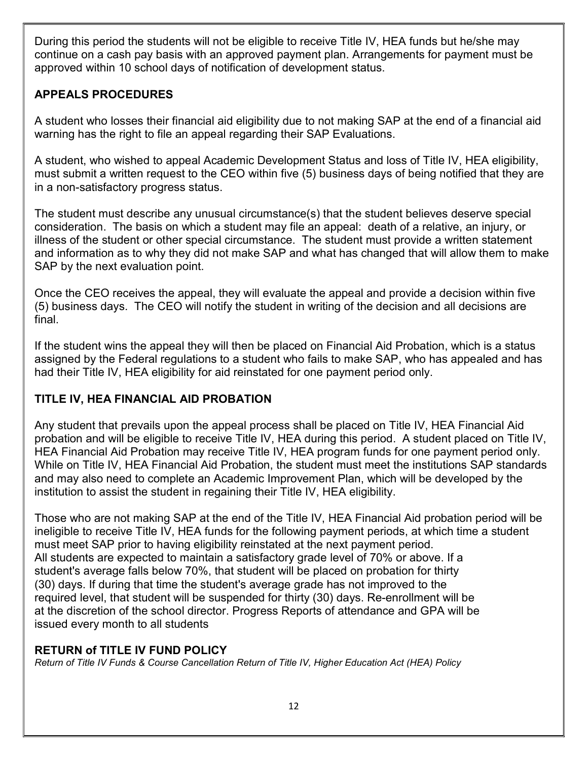During this period the students will not be eligible to receive Title IV, HEA funds but he/she may continue on a cash pay basis with an approved payment plan. Arrangements for payment must be approved within 10 school days of notification of development status.

## APPEALS PROCEDURES

A student who losses their financial aid eligibility due to not making SAP at the end of a financial aid warning has the right to file an appeal regarding their SAP Evaluations.

A student, who wished to appeal Academic Development Status and loss of Title IV, HEA eligibility, must submit a written request to the CEO within five (5) business days of being notified that they are in a non-satisfactory progress status.

The student must describe any unusual circumstance(s) that the student believes deserve special consideration. The basis on which a student may file an appeal: death of a relative, an injury, or illness of the student or other special circumstance. The student must provide a written statement and information as to why they did not make SAP and what has changed that will allow them to make SAP by the next evaluation point.

Once the CEO receives the appeal, they will evaluate the appeal and provide a decision within five (5) business days. The CEO will notify the student in writing of the decision and all decisions are final.

If the student wins the appeal they will then be placed on Financial Aid Probation, which is a status assigned by the Federal regulations to a student who fails to make SAP, who has appealed and has had their Title IV, HEA eligibility for aid reinstated for one payment period only.

## TITLE IV, HEA FINANCIAL AID PROBATION

Any student that prevails upon the appeal process shall be placed on Title IV, HEA Financial Aid probation and will be eligible to receive Title IV, HEA during this period. A student placed on Title IV, HEA Financial Aid Probation may receive Title IV, HEA program funds for one payment period only. While on Title IV, HEA Financial Aid Probation, the student must meet the institutions SAP standards and may also need to complete an Academic Improvement Plan, which will be developed by the institution to assist the student in regaining their Title IV, HEA eligibility.

Those who are not making SAP at the end of the Title IV, HEA Financial Aid probation period will be ineligible to receive Title IV, HEA funds for the following payment periods, at which time a student must meet SAP prior to having eligibility reinstated at the next payment period.
All students are expected to maintain a satisfactory grade level of 70% or above. If a student's average falls below 70%, that student will be placed on probation for thirty (30) days. If during that time the student's average grade has not improved to the required level, that student will be suspended for thirty (30) days. Re-enrollment will be at the discretion of the school director. Progress Reports of attendance and GPA will be issued every month to all students

## RETURN of TITLE IV FUND POLICY

*Return of Title IV Funds & Course Cancellation Return of Title IV, Higher Education Act (HEA) Policy*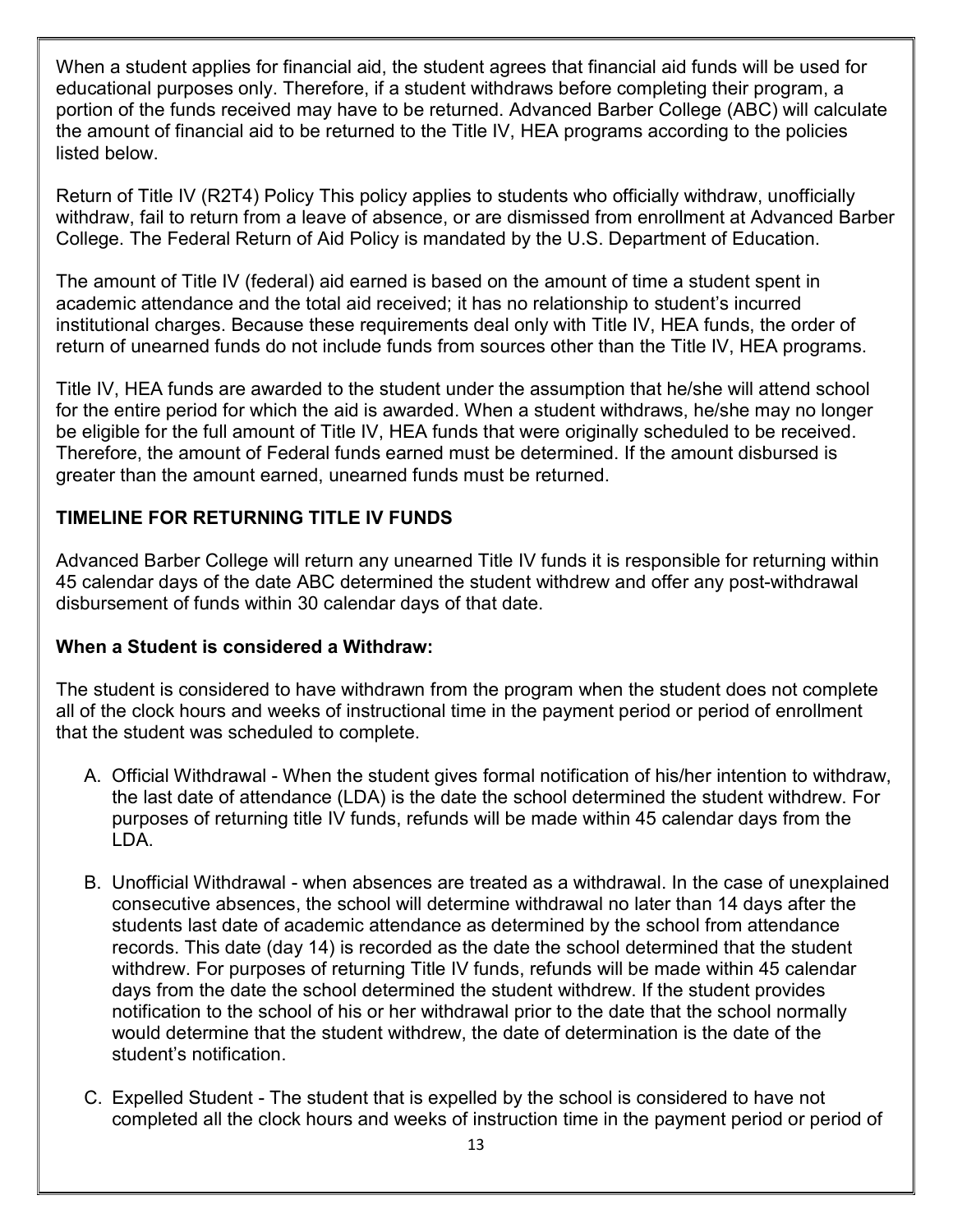When a student applies for financial aid, the student agrees that financial aid funds will be used for educational purposes only. Therefore, if a student withdraws before completing their program, a portion of the funds received may have to be returned. Advanced Barber College (ABC) will calculate the amount of financial aid to be returned to the Title IV, HEA programs according to the policies listed below.

Return of Title IV (R2T4) Policy This policy applies to students who officially withdraw, unofficially withdraw, fail to return from a leave of absence, or are dismissed from enrollment at Advanced Barber College. The Federal Return of Aid Policy is mandated by the U.S. Department of Education.

The amount of Title IV (federal) aid earned is based on the amount of time a student spent in academic attendance and the total aid received; it has no relationship to student's incurred institutional charges. Because these requirements deal only with Title IV, HEA funds, the order of return of unearned funds do not include funds from sources other than the Title IV, HEA programs.

Title IV, HEA funds are awarded to the student under the assumption that he/she will attend school for the entire period for which the aid is awarded. When a student withdraws, he/she may no longer be eligible for the full amount of Title IV, HEA funds that were originally scheduled to be received. Therefore, the amount of Federal funds earned must be determined. If the amount disbursed is greater than the amount earned, unearned funds must be returned.

**TIMELINE FOR RETURNING TITLE IV FUNDS**

Advanced Barber College will return any unearned Title IV funds it is responsible for returning within 45 calendar days of the date ABC determined the student withdrew and offer any post-withdrawal disbursement of funds within 30 calendar days of that date.

**When a Student is considered a Withdraw:**

The student is considered to have withdrawn from the program when the student does not complete all of the clock hours and weeks of instructional time in the payment period or period of enrollment that the student was scheduled to complete.

A. Official Withdrawal - When the student gives formal notification of his/her intention to withdraw, the last date of attendance (LDA) is the date the school determined the student withdrew. For purposes of returning title IV funds, refunds will be made within 45 calendar days from the LDA.

B. Unofficial Withdrawal - when absences are treated as a withdrawal. In the case of unexplained consecutive absences, the school will determine withdrawal no later than 14 days after the students last date of academic attendance as determined by the school from attendance records. This date (day 14) is recorded as the date the school determined that the student withdrew. For purposes of returning Title IV funds, refunds will be made within 45 calendar days from the date the school determined the student withdrew. If the student provides notification to the school of his or her withdrawal prior to the date that the school normally would determine that the student withdrew, the date of determination is the date of the student's notification.

C. Expelled Student - The student that is expelled by the school is considered to have not completed all the clock hours and weeks of instruction time in the payment period or period of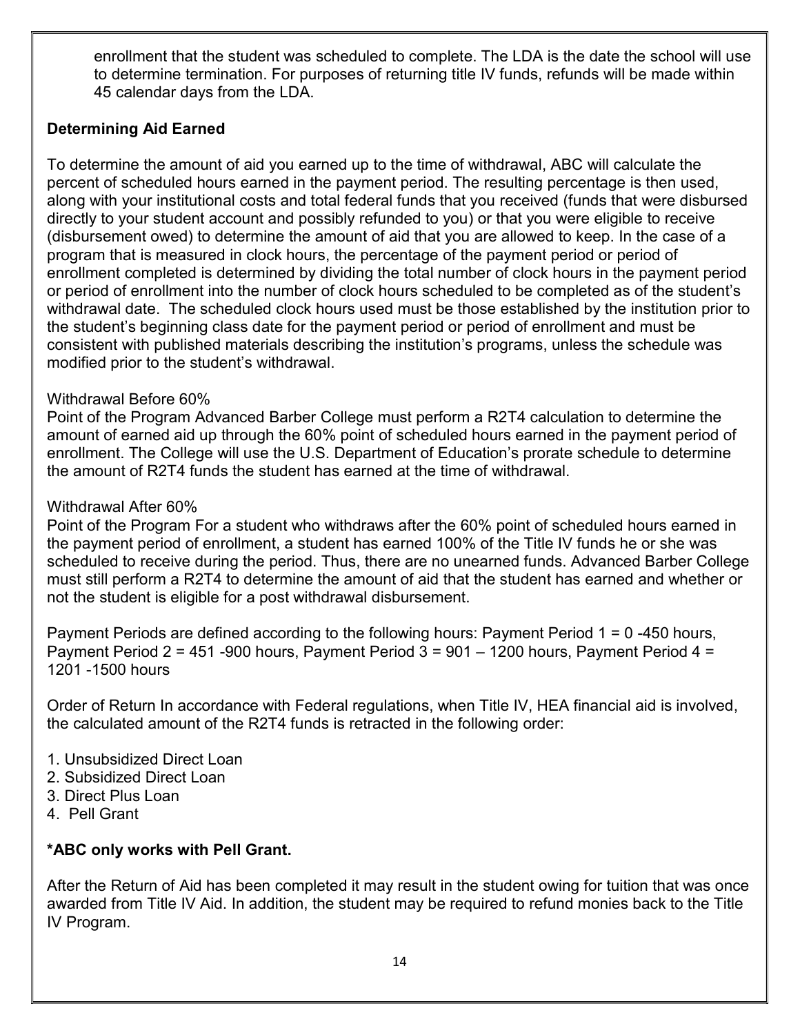enrollment that the student was scheduled to complete. The LDA is the date the school will use to determine termination. For purposes of returning title IV funds, refunds will be made within 45 calendar days from the LDA.

**Determining Aid Earned**

To determine the amount of aid you earned up to the time of withdrawal, ABC will calculate the percent of scheduled hours earned in the payment period. The resulting percentage is then used, along with your institutional costs and total federal funds that you received (funds that were disbursed directly to your student account and possibly refunded to you) or that you were eligible to receive (disbursement owed) to determine the amount of aid that you are allowed to keep. In the case of a program that is measured in clock hours, the percentage of the payment period or period of enrollment completed is determined by dividing the total number of clock hours in the payment period or period of enrollment into the number of clock hours scheduled to be completed as of the student's withdrawal date. The scheduled clock hours used must be those established by the institution prior to the student's beginning class date for the payment period or period of enrollment and must be consistent with published materials describing the institution's programs, unless the schedule was modified prior to the student's withdrawal.

Withdrawal Before 60%
Point of the Program Advanced Barber College must perform a R2T4 calculation to determine the amount of earned aid up through the 60% point of scheduled hours earned in the payment period of enrollment. The College will use the U.S. Department of Education's prorate schedule to determine the amount of R2T4 funds the student has earned at the time of withdrawal.

Withdrawal After 60%
Point of the Program For a student who withdraws after the 60% point of scheduled hours earned in the payment period of enrollment, a student has earned 100% of the Title IV funds he or she was scheduled to receive during the period. Thus, there are no unearned funds. Advanced Barber College must still perform a R2T4 to determine the amount of aid that the student has earned and whether or not the student is eligible for a post withdrawal disbursement.

Payment Periods are defined according to the following hours: Payment Period 1 = 0 -450 hours, Payment Period 2 = 451 -900 hours, Payment Period 3 = 901 – 1200 hours, Payment Period 4 = 1201 -1500 hours

Order of Return In accordance with Federal regulations, when Title IV, HEA financial aid is involved, the calculated amount of the R2T4 funds is retracted in the following order:

1. Unsubsidized Direct Loan
2. Subsidized Direct Loan
3. Direct Plus Loan
4. Pell Grant

**\*ABC only works with Pell Grant.**

After the Return of Aid has been completed it may result in the student owing for tuition that was once awarded from Title IV Aid. In addition, the student may be required to refund monies back to the Title IV Program.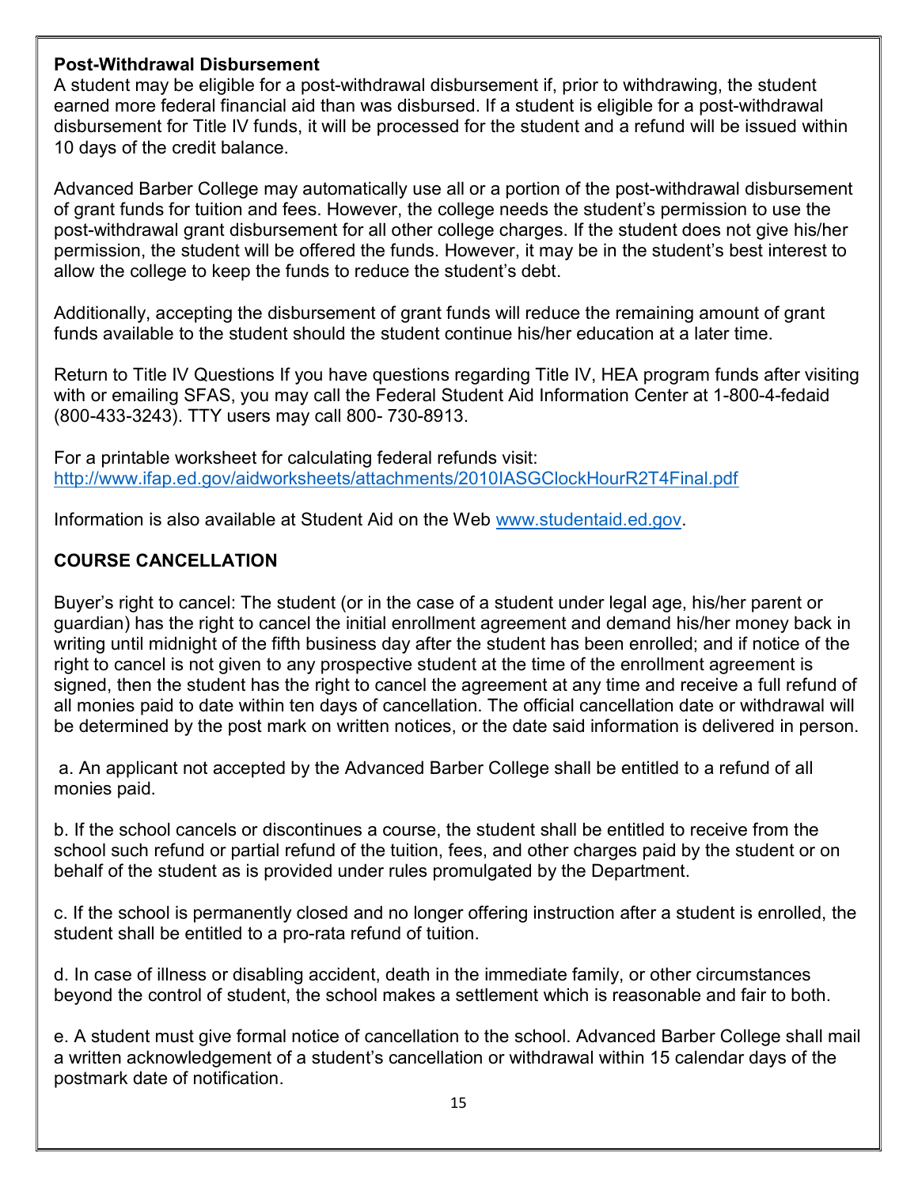**Post-Withdrawal Disbursement**
A student may be eligible for a post-withdrawal disbursement if, prior to withdrawing, the student earned more federal financial aid than was disbursed. If a student is eligible for a post-withdrawal disbursement for Title IV funds, it will be processed for the student and a refund will be issued within 10 days of the credit balance.

Advanced Barber College may automatically use all or a portion of the post-withdrawal disbursement of grant funds for tuition and fees. However, the college needs the student's permission to use the post-withdrawal grant disbursement for all other college charges. If the student does not give his/her permission, the student will be offered the funds. However, it may be in the student's best interest to allow the college to keep the funds to reduce the student's debt.

Additionally, accepting the disbursement of grant funds will reduce the remaining amount of grant funds available to the student should the student continue his/her education at a later time.

Return to Title IV Questions If you have questions regarding Title IV, HEA program funds after visiting with or emailing SFAS, you may call the Federal Student Aid Information Center at 1-800-4-fedaid (800-433-3243). TTY users may call 800- 730-8913.

For a printable worksheet for calculating federal refunds visit: [http://www.ifap.ed.gov/aidworksheets/attachments/2010IASGClockHourR2T4Final.pdf](http://www.ifap.ed.gov/aidworksheets/attachments/2010IASGClockHourR2T4Final.pdf)

Information is also available at Student Aid on the Web [www.studentaid.ed.gov](http://www.studentaid.ed.gov).

## COURSE CANCELLATION

Buyer's right to cancel: The student (or in the case of a student under legal age, his/her parent or guardian) has the right to cancel the initial enrollment agreement and demand his/her money back in writing until midnight of the fifth business day after the student has been enrolled; and if notice of the right to cancel is not given to any prospective student at the time of the enrollment agreement is signed, then the student has the right to cancel the agreement at any time and receive a full refund of all monies paid to date within ten days of cancellation. The official cancellation date or withdrawal will be determined by the post mark on written notices, or the date said information is delivered in person.

a. An applicant not accepted by the Advanced Barber College shall be entitled to a refund of all monies paid.

b. If the school cancels or discontinues a course, the student shall be entitled to receive from the school such refund or partial refund of the tuition, fees, and other charges paid by the student or on behalf of the student as is provided under rules promulgated by the Department.

c. If the school is permanently closed and no longer offering instruction after a student is enrolled, the student shall be entitled to a pro-rata refund of tuition.

d. In case of illness or disabling accident, death in the immediate family, or other circumstances beyond the control of student, the school makes a settlement which is reasonable and fair to both.

e. A student must give formal notice of cancellation to the school. Advanced Barber College shall mail a written acknowledgement of a student's cancellation or withdrawal within 15 calendar days of the postmark date of notification.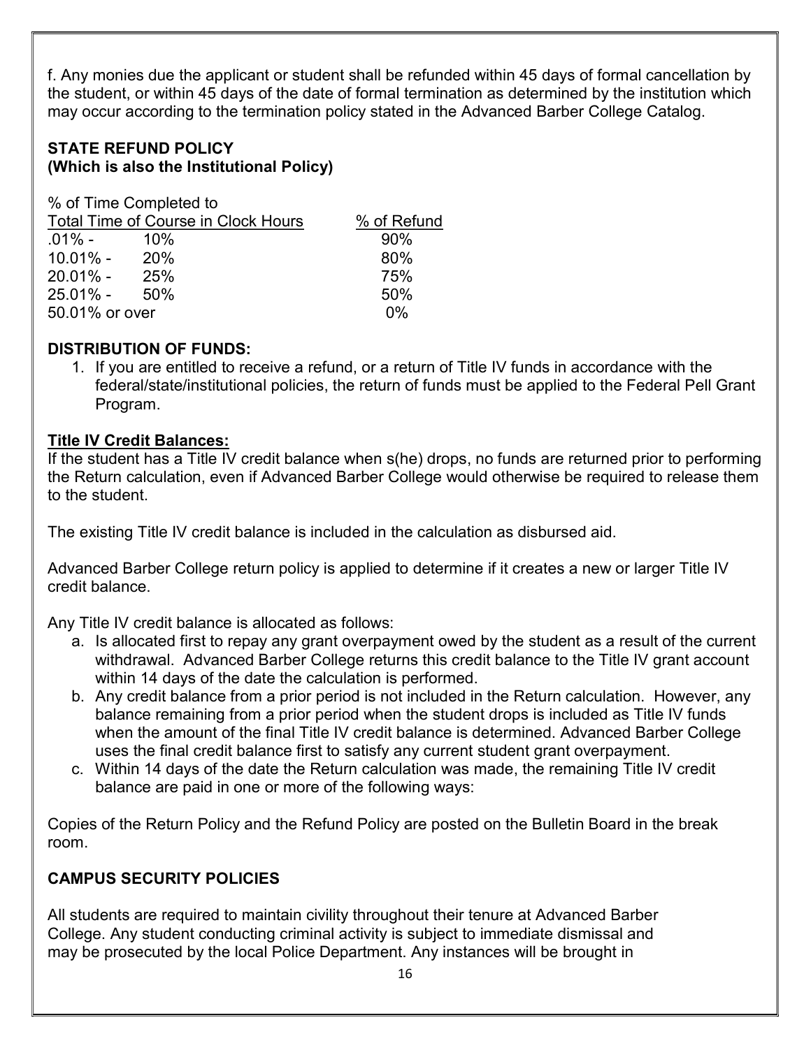f. Any monies due the applicant or student shall be refunded within 45 days of formal cancellation by the student, or within 45 days of the date of formal termination as determined by the institution which may occur according to the termination policy stated in the Advanced Barber College Catalog.

**STATE REFUND POLICY**
**(Which is also the Institutional Policy)**

| % of Time Completed to Total Time of Course in Clock Hours | % of Refund |
|---|---|
| .01% - 10% | 90% |
| 10.01% - 20% | 80% |
| 20.01% - 25% | 75% |
| 25.01% - 50% | 50% |
| 50.01% or over | 0% |

**DISTRIBUTION OF FUNDS:**

1. If you are entitled to receive a refund, or a return of Title IV funds in accordance with the federal/state/institutional policies, the return of funds must be applied to the Federal Pell Grant Program.

**Title IV Credit Balances:**

If the student has a Title IV credit balance when s(he) drops, no funds are returned prior to performing the Return calculation, even if Advanced Barber College would otherwise be required to release them to the student.

The existing Title IV credit balance is included in the calculation as disbursed aid.

Advanced Barber College return policy is applied to determine if it creates a new or larger Title IV credit balance.

Any Title IV credit balance is allocated as follows:

a. Is allocated first to repay any grant overpayment owed by the student as a result of the current withdrawal. Advanced Barber College returns this credit balance to the Title IV grant account within 14 days of the date the calculation is performed.
b. Any credit balance from a prior period is not included in the Return calculation. However, any balance remaining from a prior period when the student drops is included as Title IV funds when the amount of the final Title IV credit balance is determined. Advanced Barber College uses the final credit balance first to satisfy any current student grant overpayment.
c. Within 14 days of the date the Return calculation was made, the remaining Title IV credit balance are paid in one or more of the following ways:

Copies of the Return Policy and the Refund Policy are posted on the Bulletin Board in the break room.

**CAMPUS SECURITY POLICIES**

All students are required to maintain civility throughout their tenure at Advanced Barber College. Any student conducting criminal activity is subject to immediate dismissal and may be prosecuted by the local Police Department. Any instances will be brought in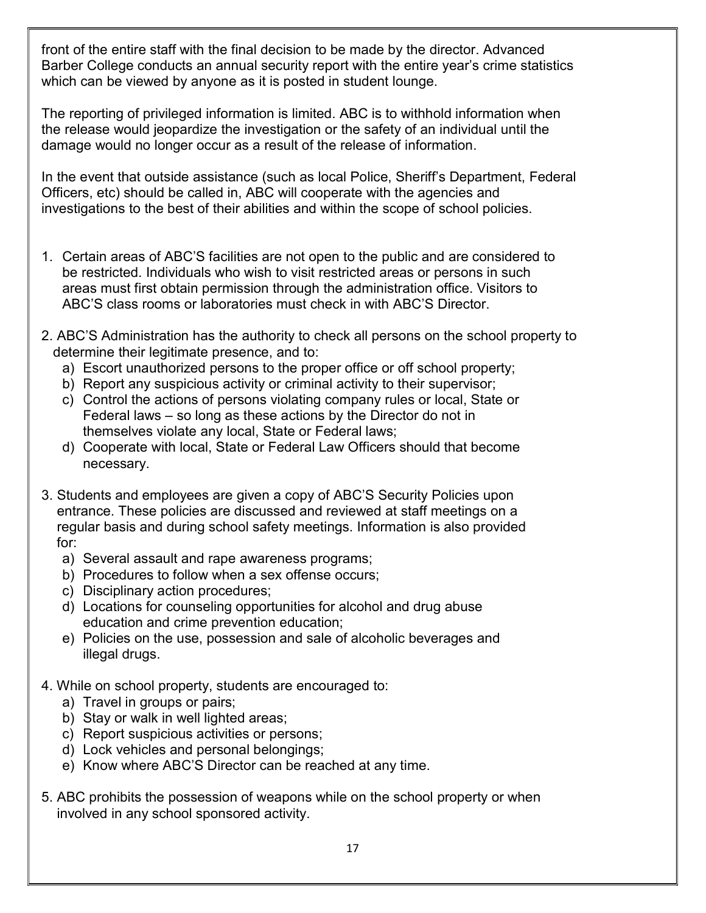front of the entire staff with the final decision to be made by the director. Advanced Barber College conducts an annual security report with the entire year's crime statistics which can be viewed by anyone as it is posted in student lounge.

The reporting of privileged information is limited. ABC is to withhold information when the release would jeopardize the investigation or the safety of an individual until the damage would no longer occur as a result of the release of information.

In the event that outside assistance (such as local Police, Sheriff's Department, Federal Officers, etc) should be called in, ABC will cooperate with the agencies and investigations to the best of their abilities and within the scope of school policies.

1. Certain areas of ABC'S facilities are not open to the public and are considered to be restricted. Individuals who wish to visit restricted areas or persons in such areas must first obtain permission through the administration office. Visitors to ABC'S class rooms or laboratories must check in with ABC'S Director.

2. ABC'S Administration has the authority to check all persons on the school property to determine their legitimate presence, and to:
   a) Escort unauthorized persons to the proper office or off school property;
   b) Report any suspicious activity or criminal activity to their supervisor;
   c) Control the actions of persons violating company rules or local, State or Federal laws – so long as these actions by the Director do not in themselves violate any local, State or Federal laws;
   d) Cooperate with local, State or Federal Law Officers should that become necessary.

3. Students and employees are given a copy of ABC'S Security Policies upon entrance. These policies are discussed and reviewed at staff meetings on a regular basis and during school safety meetings. Information is also provided for:
   a) Several assault and rape awareness programs;
   b) Procedures to follow when a sex offense occurs;
   c) Disciplinary action procedures;
   d) Locations for counseling opportunities for alcohol and drug abuse education and crime prevention education;
   e) Policies on the use, possession and sale of alcoholic beverages and illegal drugs.

4. While on school property, students are encouraged to:
   a) Travel in groups or pairs;
   b) Stay or walk in well lighted areas;
   c) Report suspicious activities or persons;
   d) Lock vehicles and personal belongings;
   e) Know where ABC'S Director can be reached at any time.

5. ABC prohibits the possession of weapons while on the school property or when involved in any school sponsored activity.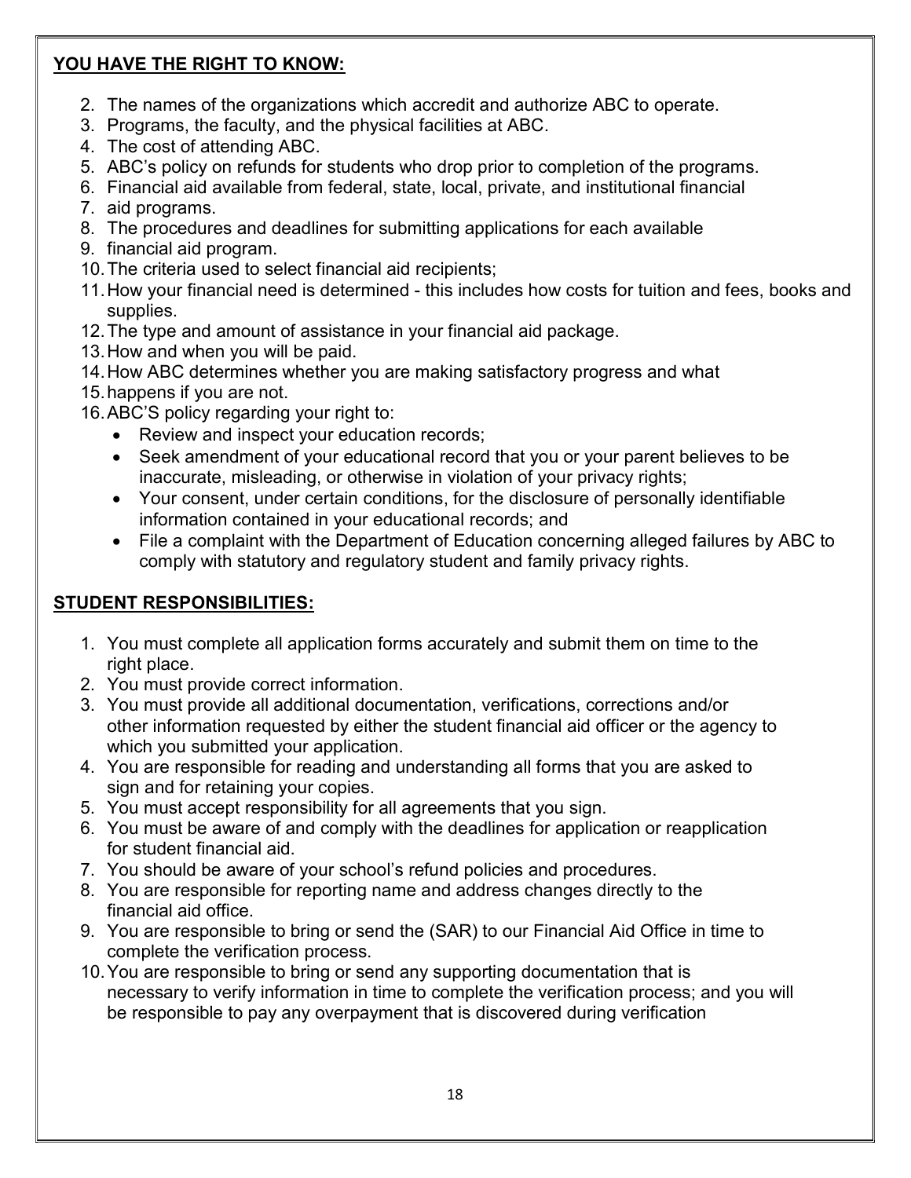**YOU HAVE THE RIGHT TO KNOW:**

2. The names of the organizations which accredit and authorize ABC to operate.
3. Programs, the faculty, and the physical facilities at ABC.
4. The cost of attending ABC.
5. ABC's policy on refunds for students who drop prior to completion of the programs.
6. Financial aid available from federal, state, local, private, and institutional financial
7. aid programs.
8. The procedures and deadlines for submitting applications for each available
9. financial aid program.
10. The criteria used to select financial aid recipients;
11. How your financial need is determined - this includes how costs for tuition and fees, books and supplies.
12. The type and amount of assistance in your financial aid package.
13. How and when you will be paid.
14. How ABC determines whether you are making satisfactory progress and what
15. happens if you are not.
16. ABC'S policy regarding your right to:
    - Review and inspect your education records;
    - Seek amendment of your educational record that you or your parent believes to be inaccurate, misleading, or otherwise in violation of your privacy rights;
    - Your consent, under certain conditions, for the disclosure of personally identifiable information contained in your educational records; and
    - File a complaint with the Department of Education concerning alleged failures by ABC to comply with statutory and regulatory student and family privacy rights.

**STUDENT RESPONSIBILITIES:**

1. You must complete all application forms accurately and submit them on time to the right place.
2. You must provide correct information.
3. You must provide all additional documentation, verifications, corrections and/or other information requested by either the student financial aid officer or the agency to which you submitted your application.
4. You are responsible for reading and understanding all forms that you are asked to sign and for retaining your copies.
5. You must accept responsibility for all agreements that you sign.
6. You must be aware of and comply with the deadlines for application or reapplication for student financial aid.
7. You should be aware of your school's refund policies and procedures.
8. You are responsible for reporting name and address changes directly to the financial aid office.
9. You are responsible to bring or send the (SAR) to our Financial Aid Office in time to complete the verification process.
10. You are responsible to bring or send any supporting documentation that is necessary to verify information in time to complete the verification process; and you will be responsible to pay any overpayment that is discovered during verification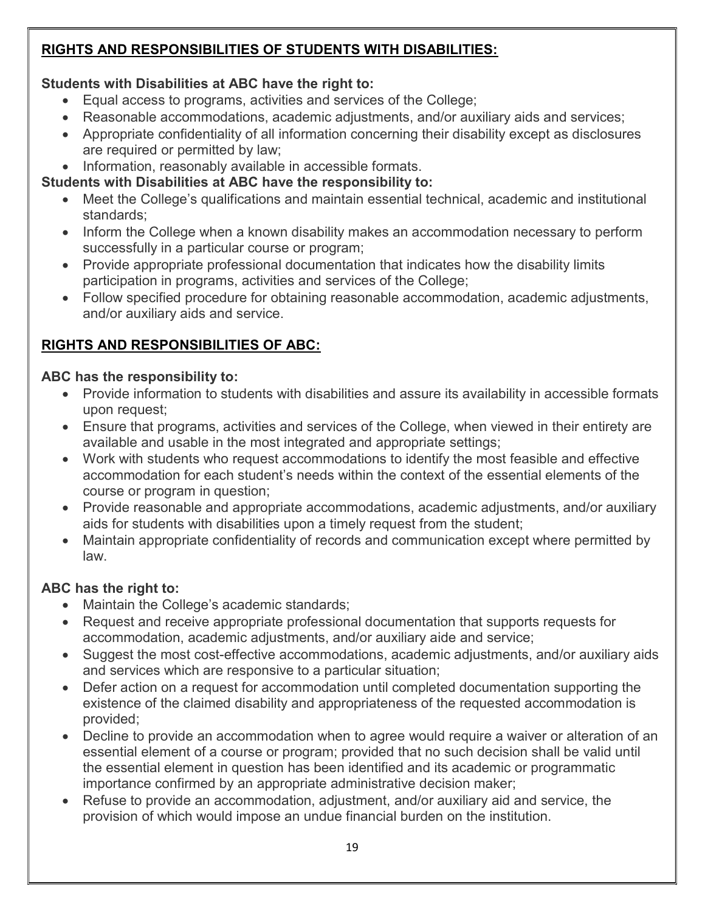## RIGHTS AND RESPONSIBILITIES OF STUDENTS WITH DISABILITIES:

**Students with Disabilities at ABC have the right to:**

- Equal access to programs, activities and services of the College;
- Reasonable accommodations, academic adjustments, and/or auxiliary aids and services;
- Appropriate confidentiality of all information concerning their disability except as disclosures are required or permitted by law;
- Information, reasonably available in accessible formats.

**Students with Disabilities at ABC have the responsibility to:**

- Meet the College's qualifications and maintain essential technical, academic and institutional standards;
- Inform the College when a known disability makes an accommodation necessary to perform successfully in a particular course or program;
- Provide appropriate professional documentation that indicates how the disability limits participation in programs, activities and services of the College;
- Follow specified procedure for obtaining reasonable accommodation, academic adjustments, and/or auxiliary aids and service.

## RIGHTS AND RESPONSIBILITIES OF ABC:

**ABC has the responsibility to:**

- Provide information to students with disabilities and assure its availability in accessible formats upon request;
- Ensure that programs, activities and services of the College, when viewed in their entirety are available and usable in the most integrated and appropriate settings;
- Work with students who request accommodations to identify the most feasible and effective accommodation for each student's needs within the context of the essential elements of the course or program in question;
- Provide reasonable and appropriate accommodations, academic adjustments, and/or auxiliary aids for students with disabilities upon a timely request from the student;
- Maintain appropriate confidentiality of records and communication except where permitted by law.

**ABC has the right to:**

- Maintain the College's academic standards;
- Request and receive appropriate professional documentation that supports requests for accommodation, academic adjustments, and/or auxiliary aide and service;
- Suggest the most cost-effective accommodations, academic adjustments, and/or auxiliary aids and services which are responsive to a particular situation;
- Defer action on a request for accommodation until completed documentation supporting the existence of the claimed disability and appropriateness of the requested accommodation is provided;
- Decline to provide an accommodation when to agree would require a waiver or alteration of an essential element of a course or program; provided that no such decision shall be valid until the essential element in question has been identified and its academic or programmatic importance confirmed by an appropriate administrative decision maker;
- Refuse to provide an accommodation, adjustment, and/or auxiliary aid and service, the provision of which would impose an undue financial burden on the institution.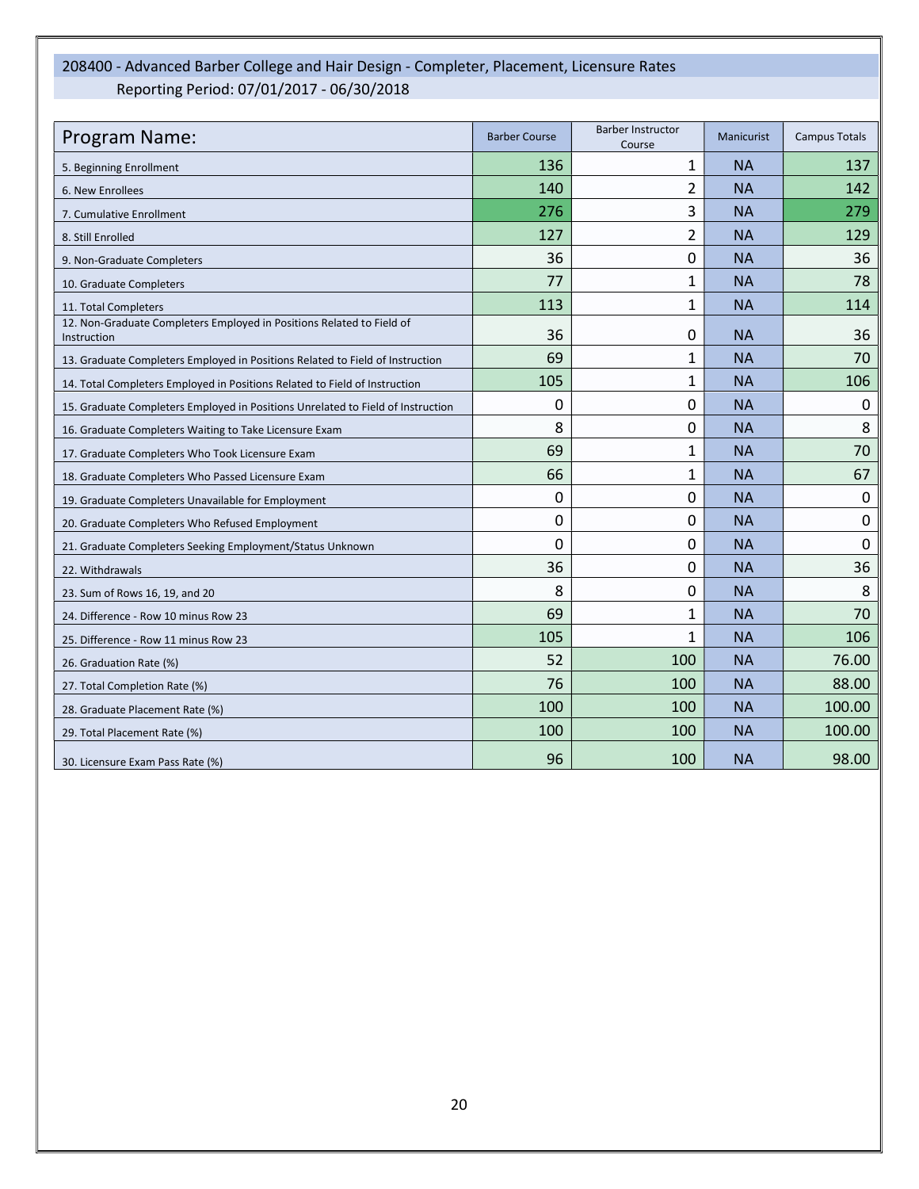## 208400 - Advanced Barber College and Hair Design - Completer, Placement, Licensure Rates

Reporting Period: 07/01/2017 - 06/30/2018

| Program Name: | Barber Course | Barber Instructor Course | Manicurist | Campus Totals |
|---|---|---|---|---|
| 5. Beginning Enrollment | 136 | 1 | NA | 137 |
| 6. New Enrollees | 140 | 2 | NA | 142 |
| 7. Cumulative Enrollment | 276 | 3 | NA | 279 |
| 8. Still Enrolled | 127 | 2 | NA | 129 |
| 9. Non-Graduate Completers | 36 | 0 | NA | 36 |
| 10. Graduate Completers | 77 | 1 | NA | 78 |
| 11. Total Completers | 113 | 1 | NA | 114 |
| 12. Non-Graduate Completers Employed in Positions Related to Field of Instruction | 36 | 0 | NA | 36 |
| 13. Graduate Completers Employed in Positions Related to Field of Instruction | 69 | 1 | NA | 70 |
| 14. Total Completers Employed in Positions Related to Field of Instruction | 105 | 1 | NA | 106 |
| 15. Graduate Completers Employed in Positions Unrelated to Field of Instruction | 0 | 0 | NA | 0 |
| 16. Graduate Completers Waiting to Take Licensure Exam | 8 | 0 | NA | 8 |
| 17. Graduate Completers Who Took Licensure Exam | 69 | 1 | NA | 70 |
| 18. Graduate Completers Who Passed Licensure Exam | 66 | 1 | NA | 67 |
| 19. Graduate Completers Unavailable for Employment | 0 | 0 | NA | 0 |
| 20. Graduate Completers Who Refused Employment | 0 | 0 | NA | 0 |
| 21. Graduate Completers Seeking Employment/Status Unknown | 0 | 0 | NA | 0 |
| 22. Withdrawals | 36 | 0 | NA | 36 |
| 23. Sum of Rows 16, 19, and 20 | 8 | 0 | NA | 8 |
| 24. Difference - Row 10 minus Row 23 | 69 | 1 | NA | 70 |
| 25. Difference - Row 11 minus Row 23 | 105 | 1 | NA | 106 |
| 26. Graduation Rate (%) | 52 | 100 | NA | 76.00 |
| 27. Total Completion Rate (%) | 76 | 100 | NA | 88.00 |
| 28. Graduate Placement Rate (%) | 100 | 100 | NA | 100.00 |
| 29. Total Placement Rate (%) | 100 | 100 | NA | 100.00 |
| 30. Licensure Exam Pass Rate (%) | 96 | 100 | NA | 98.00 |